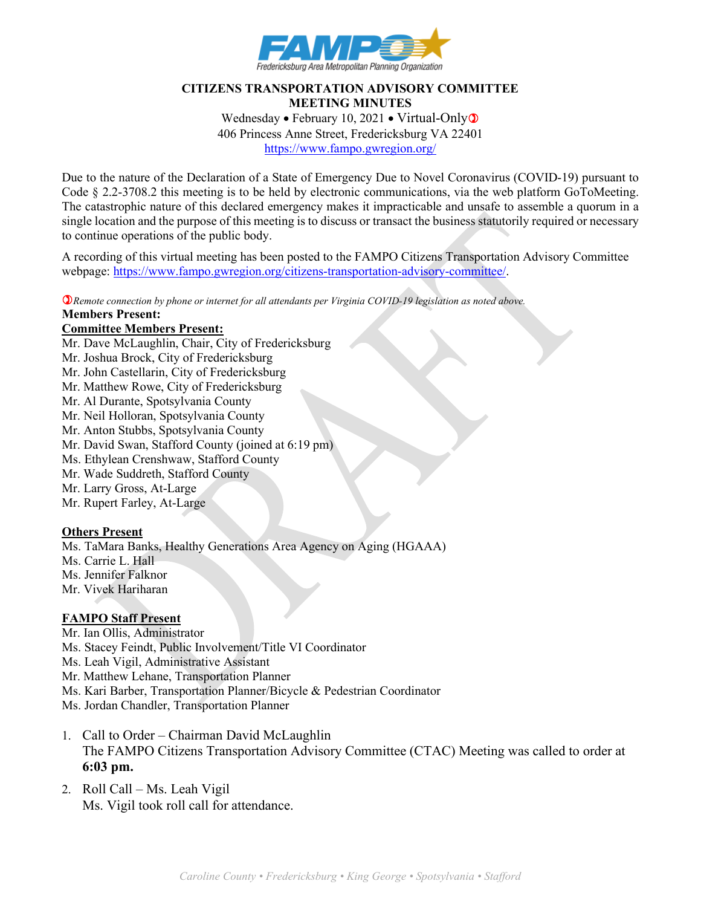# CITIZENS TRANSPORTATION ADVISORY COMMITTEE
# MEETING MINUTES

Wednesday • February 10, 2021 • Virtual-Only➀
406 Princess Anne Street, Fredericksburg VA 22401
https://www.fampo.gwregion.org/

Due to the nature of the Declaration of a State of Emergency Due to Novel Coronavirus (COVID-19) pursuant to Code § 2.2-3708.2 this meeting is to be held by electronic communications, via the web platform GoToMeeting. The catastrophic nature of this declared emergency makes it impracticable and unsafe to assemble a quorum in a single location and the purpose of this meeting is to discuss or transact the business statutorily required or necessary to continue operations of the public body.

A recording of this virtual meeting has been posted to the FAMPO Citizens Transportation Advisory Committee webpage: https://www.fampo.gwregion.org/citizens-transportation-advisory-committee/.

*➀Remote connection by phone or internet for all attendants per Virginia COVID-19 legislation as noted above.*

**Members Present:**

**Committee Members Present:**

Mr. Dave McLaughlin, Chair, City of Fredericksburg
Mr. Joshua Brock, City of Fredericksburg
Mr. John Castellarin, City of Fredericksburg
Mr. Matthew Rowe, City of Fredericksburg
Mr. Al Durante, Spotsylvania County
Mr. Neil Holloran, Spotsylvania County
Mr. Anton Stubbs, Spotsylvania County
Mr. David Swan, Stafford County (joined at 6:19 pm)
Ms. Ethylean Crenshwaw, Stafford County
Mr. Wade Suddreth, Stafford County
Mr. Larry Gross, At-Large
Mr. Rupert Farley, At-Large

**Others Present**

Ms. TaMara Banks, Healthy Generations Area Agency on Aging (HGAAA)
Ms. Carrie L. Hall
Ms. Jennifer Falknor
Mr. Vivek Hariharan

**FAMPO Staff Present**

Mr. Ian Ollis, Administrator
Ms. Stacey Feindt, Public Involvement/Title VI Coordinator
Ms. Leah Vigil, Administrative Assistant
Mr. Matthew Lehane, Transportation Planner
Ms. Kari Barber, Transportation Planner/Bicycle & Pedestrian Coordinator
Ms. Jordan Chandler, Transportation Planner

1. Call to Order – Chairman David McLaughlin
   The FAMPO Citizens Transportation Advisory Committee (CTAC) Meeting was called to order at **6:03 pm.**
2. Roll Call – Ms. Leah Vigil
   Ms. Vigil took roll call for attendance.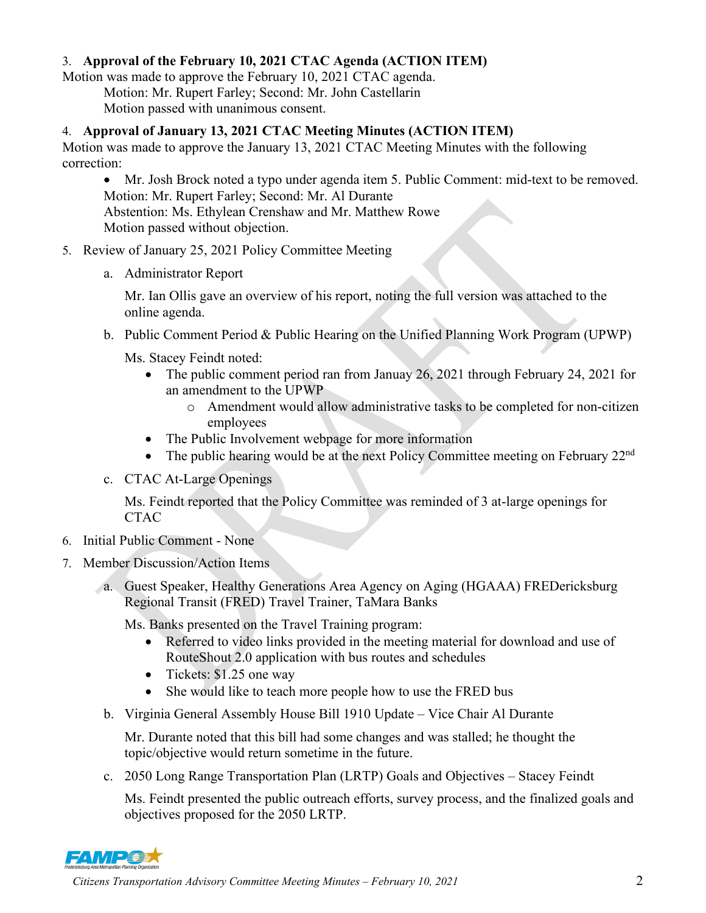3. **Approval of the February 10, 2021 CTAC Agenda (ACTION ITEM)**

Motion was made to approve the February 10, 2021 CTAC agenda.

Motion: Mr. Rupert Farley; Second: Mr. John Castellarin
Motion passed with unanimous consent.

4. **Approval of January 13, 2021 CTAC Meeting Minutes (ACTION ITEM)**

Motion was made to approve the January 13, 2021 CTAC Meeting Minutes with the following correction:

- Mr. Josh Brock noted a typo under agenda item 5. Public Comment: mid-text to be removed.

Motion: Mr. Rupert Farley; Second: Mr. Al Durante
Abstention: Ms. Ethylean Crenshaw and Mr. Matthew Rowe
Motion passed without objection.

5. Review of January 25, 2021 Policy Committee Meeting

   a. Administrator Report

   Mr. Ian Ollis gave an overview of his report, noting the full version was attached to the online agenda.

   b. Public Comment Period & Public Hearing on the Unified Planning Work Program (UPWP)

   Ms. Stacey Feindt noted:

   - The public comment period ran from Januay 26, 2021 through February 24, 2021 for an amendment to the UPWP
     - Amendment would allow administrative tasks to be completed for non-citizen employees
   - The Public Involvement webpage for more information
   - The public hearing would be at the next Policy Committee meeting on February 22nd

   c. CTAC At-Large Openings

   Ms. Feindt reported that the Policy Committee was reminded of 3 at-large openings for CTAC

6. Initial Public Comment - None

7. Member Discussion/Action Items

   a. Guest Speaker, Healthy Generations Area Agency on Aging (HGAAA) FREDericksburg Regional Transit (FRED) Travel Trainer, TaMara Banks

   Ms. Banks presented on the Travel Training program:

   - Referred to video links provided in the meeting material for download and use of RouteShout 2.0 application with bus routes and schedules
   - Tickets: $1.25 one way
   - She would like to teach more people how to use the FRED bus

   b. Virginia General Assembly House Bill 1910 Update – Vice Chair Al Durante

   Mr. Durante noted that this bill had some changes and was stalled; he thought the topic/objective would return sometime in the future.

   c. 2050 Long Range Transportation Plan (LRTP) Goals and Objectives – Stacey Feindt

   Ms. Feindt presented the public outreach efforts, survey process, and the finalized goals and objectives proposed for the 2050 LRTP.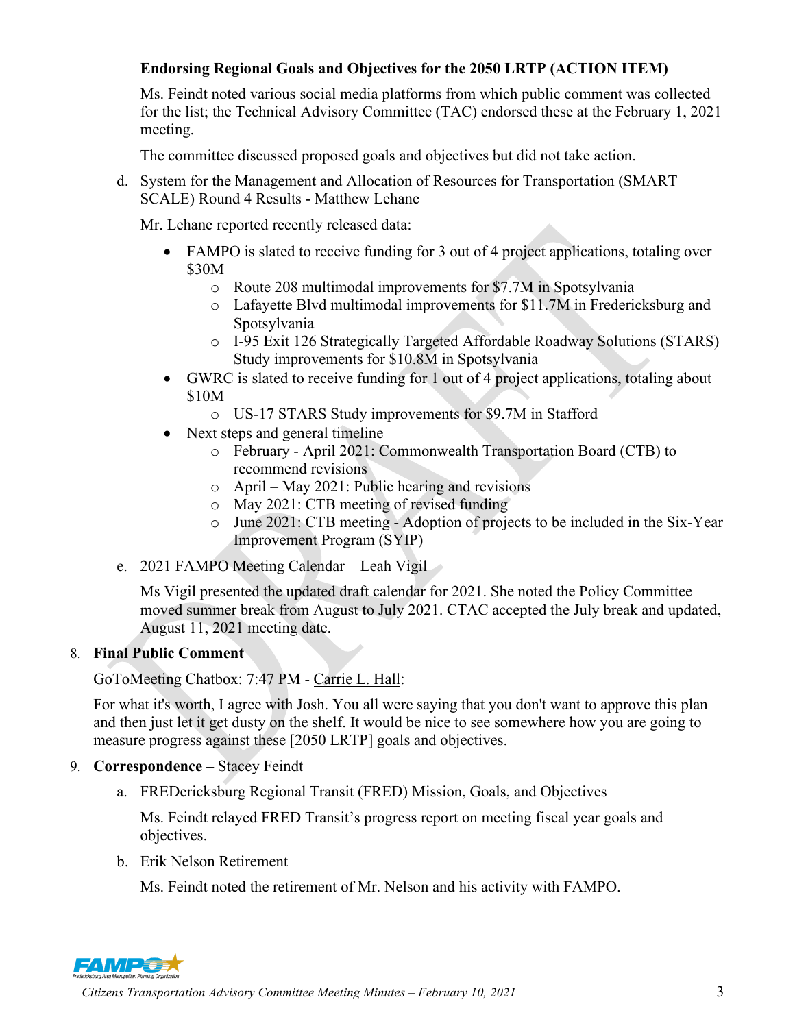**Endorsing Regional Goals and Objectives for the 2050 LRTP (ACTION ITEM)**

Ms. Feindt noted various social media platforms from which public comment was collected for the list; the Technical Advisory Committee (TAC) endorsed these at the February 1, 2021 meeting.

The committee discussed proposed goals and objectives but did not take action.

d. System for the Management and Allocation of Resources for Transportation (SMART SCALE) Round 4 Results - Matthew Lehane

Mr. Lehane reported recently released data:

- FAMPO is slated to receive funding for 3 out of 4 project applications, totaling over $30M
  - Route 208 multimodal improvements for $7.7M in Spotsylvania
  - Lafayette Blvd multimodal improvements for $11.7M in Fredericksburg and Spotsylvania
  - I-95 Exit 126 Strategically Targeted Affordable Roadway Solutions (STARS) Study improvements for $10.8M in Spotsylvania
- GWRC is slated to receive funding for 1 out of 4 project applications, totaling about $10M
  - US-17 STARS Study improvements for $9.7M in Stafford
- Next steps and general timeline
  - February - April 2021: Commonwealth Transportation Board (CTB) to recommend revisions
  - April – May 2021: Public hearing and revisions
  - May 2021: CTB meeting of revised funding
  - June 2021: CTB meeting - Adoption of projects to be included in the Six-Year Improvement Program (SYIP)

e. 2021 FAMPO Meeting Calendar – Leah Vigil

Ms Vigil presented the updated draft calendar for 2021. She noted the Policy Committee moved summer break from August to July 2021. CTAC accepted the July break and updated, August 11, 2021 meeting date.

8. **Final Public Comment**

GoToMeeting Chatbox: 7:47 PM - Carrie L. Hall:

For what it's worth, I agree with Josh. You all were saying that you don't want to approve this plan and then just let it get dusty on the shelf. It would be nice to see somewhere how you are going to measure progress against these [2050 LRTP] goals and objectives.

9. **Correspondence –** Stacey Feindt

a. FREDericksburg Regional Transit (FRED) Mission, Goals, and Objectives

Ms. Feindt relayed FRED Transit's progress report on meeting fiscal year goals and objectives.

b. Erik Nelson Retirement

Ms. Feindt noted the retirement of Mr. Nelson and his activity with FAMPO.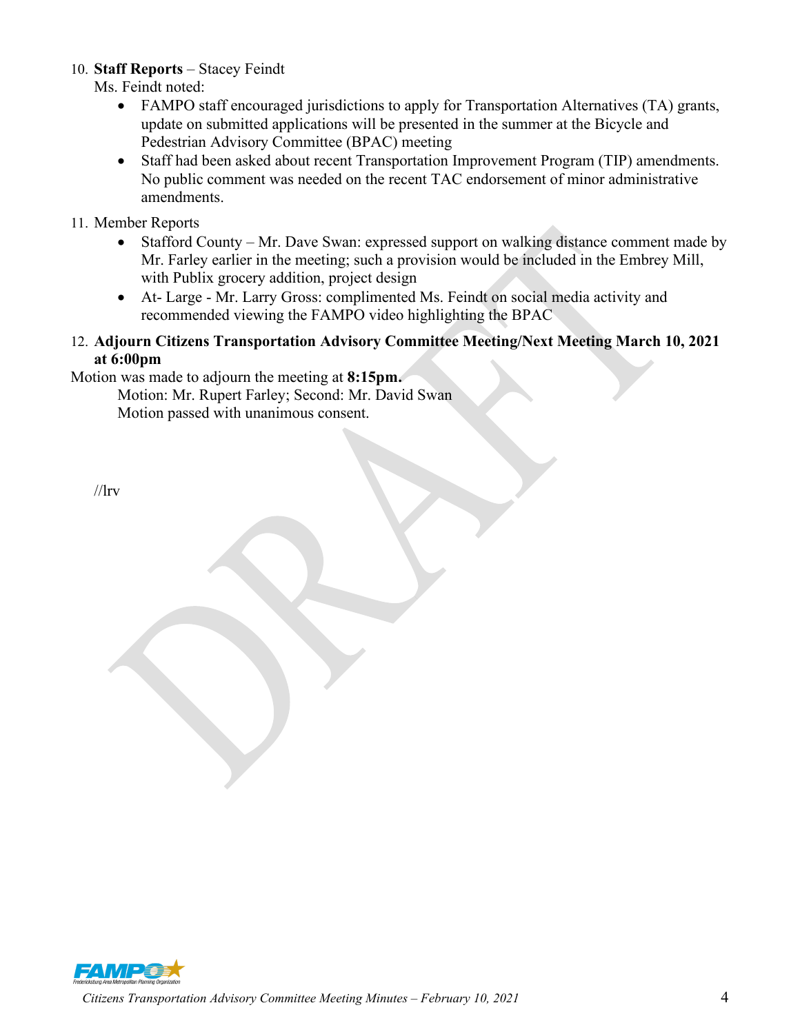10. **Staff Reports** – Stacey Feindt

Ms. Feindt noted:

- FAMPO staff encouraged jurisdictions to apply for Transportation Alternatives (TA) grants, update on submitted applications will be presented in the summer at the Bicycle and Pedestrian Advisory Committee (BPAC) meeting
- Staff had been asked about recent Transportation Improvement Program (TIP) amendments. No public comment was needed on the recent TAC endorsement of minor administrative amendments.

11. Member Reports

- Stafford County – Mr. Dave Swan: expressed support on walking distance comment made by Mr. Farley earlier in the meeting; such a provision would be included in the Embrey Mill, with Publix grocery addition, project design
- At- Large - Mr. Larry Gross: complimented Ms. Feindt on social media activity and recommended viewing the FAMPO video highlighting the BPAC

12. **Adjourn Citizens Transportation Advisory Committee Meeting/Next Meeting March 10, 2021 at 6:00pm**

Motion was made to adjourn the meeting at **8:15pm.**

Motion: Mr. Rupert Farley; Second: Mr. David Swan

Motion passed with unanimous consent.

//lrv